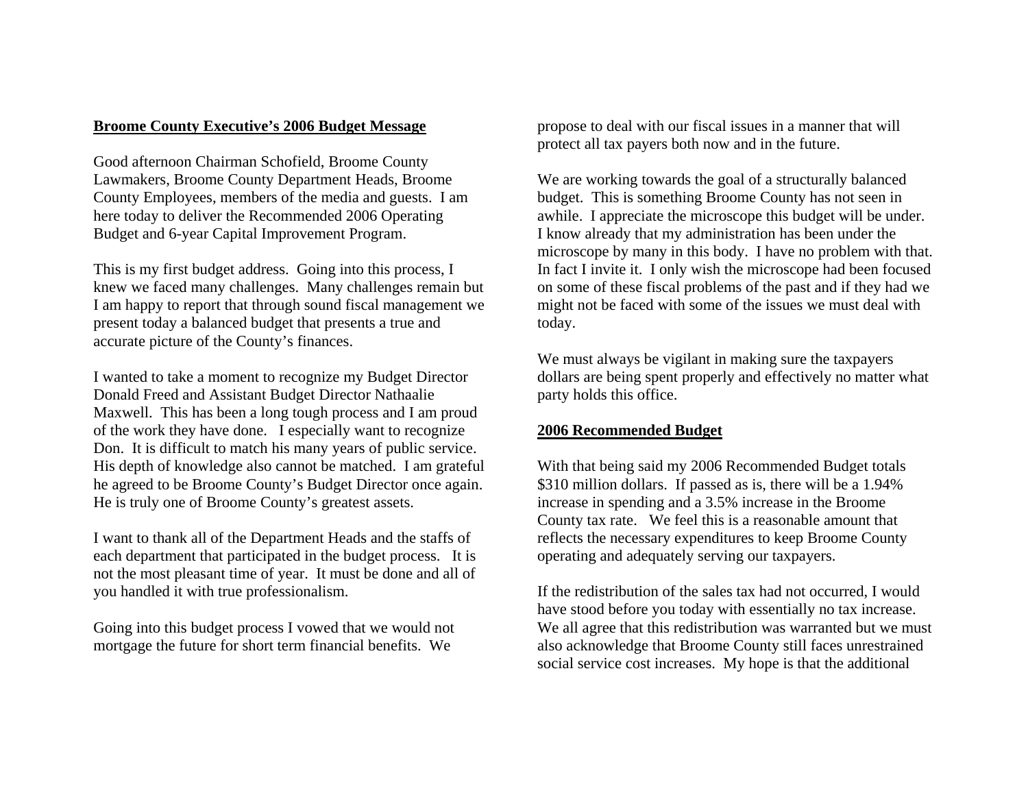**Broome County Executive's 2006 Budget Message**

Good afternoon Chairman Schofield, Broome County Lawmakers, Broome County Department Heads, Broome County Employees, members of the media and guests. I am here today to deliver the Recommended 2006 Operating Budget and 6-year Capital Improvement Program.

This is my first budget address. Going into this process, I knew we faced many challenges. Many challenges remain but I am happy to report that through sound fiscal management we present today a balanced budget that presents a true and accurate picture of the County's finances.

I wanted to take a moment to recognize my Budget Director Donald Freed and Assistant Budget Director Nathaalie Maxwell. This has been a long tough process and I am proud of the work they have done. I especially want to recognize Don. It is difficult to match his many years of public service. His depth of knowledge also cannot be matched. I am grateful he agreed to be Broome County's Budget Director once again. He is truly one of Broome County's greatest assets.

I want to thank all of the Department Heads and the staffs of each department that participated in the budget process. It is not the most pleasant time of year. It must be done and all of you handled it with true professionalism.

Going into this budget process I vowed that we would not mortgage the future for short term financial benefits. We propose to deal with our fiscal issues in a manner that will protect all tax payers both now and in the future.

We are working towards the goal of a structurally balanced budget. This is something Broome County has not seen in awhile. I appreciate the microscope this budget will be under. I know already that my administration has been under the microscope by many in this body. I have no problem with that. In fact I invite it. I only wish the microscope had been focused on some of these fiscal problems of the past and if they had we might not be faced with some of the issues we must deal with today.

We must always be vigilant in making sure the taxpayers dollars are being spent properly and effectively no matter what party holds this office.

**2006 Recommended Budget**

With that being said my 2006 Recommended Budget totals $310 million dollars. If passed as is, there will be a 1.94% increase in spending and a 3.5% increase in the Broome County tax rate. We feel this is a reasonable amount that reflects the necessary expenditures to keep Broome County operating and adequately serving our taxpayers.

If the redistribution of the sales tax had not occurred, I would have stood before you today with essentially no tax increase. We all agree that this redistribution was warranted but we must also acknowledge that Broome County still faces unrestrained social service cost increases. My hope is that the additional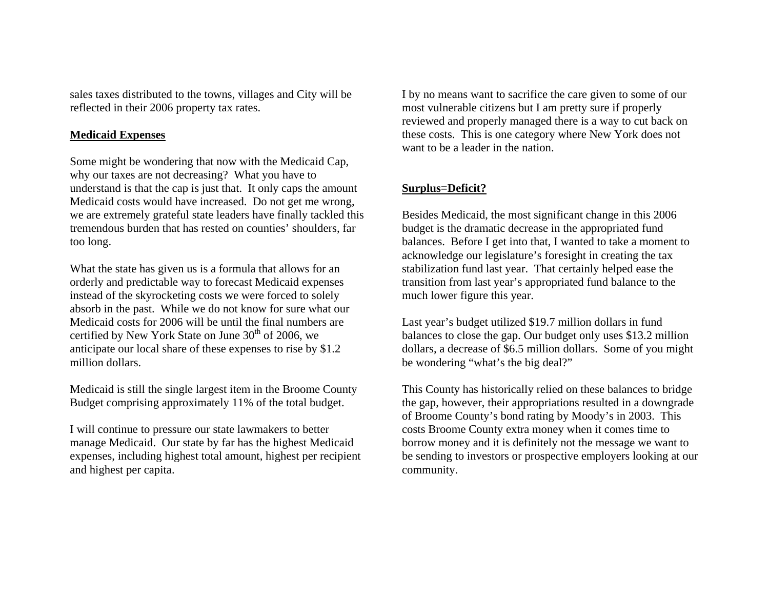sales taxes distributed to the towns, villages and City will be reflected in their 2006 property tax rates.

## Medicaid Expenses

Some might be wondering that now with the Medicaid Cap, why our taxes are not decreasing? What you have to understand is that the cap is just that. It only caps the amount Medicaid costs would have increased. Do not get me wrong, we are extremely grateful state leaders have finally tackled this tremendous burden that has rested on counties' shoulders, far too long.

What the state has given us is a formula that allows for an orderly and predictable way to forecast Medicaid expenses instead of the skyrocketing costs we were forced to solely absorb in the past. While we do not know for sure what our Medicaid costs for 2006 will be until the final numbers are certified by New York State on June 30th of 2006, we anticipate our local share of these expenses to rise by $1.2 million dollars.

Medicaid is still the single largest item in the Broome County Budget comprising approximately 11% of the total budget.

I will continue to pressure our state lawmakers to better manage Medicaid. Our state by far has the highest Medicaid expenses, including highest total amount, highest per recipient and highest per capita.

I by no means want to sacrifice the care given to some of our most vulnerable citizens but I am pretty sure if properly reviewed and properly managed there is a way to cut back on these costs. This is one category where New York does not want to be a leader in the nation.

## Surplus=Deficit?

Besides Medicaid, the most significant change in this 2006 budget is the dramatic decrease in the appropriated fund balances. Before I get into that, I wanted to take a moment to acknowledge our legislature's foresight in creating the tax stabilization fund last year. That certainly helped ease the transition from last year's appropriated fund balance to the much lower figure this year.

Last year's budget utilized $19.7 million dollars in fund balances to close the gap. Our budget only uses $13.2 million dollars, a decrease of $6.5 million dollars. Some of you might be wondering "what's the big deal?"

This County has historically relied on these balances to bridge the gap, however, their appropriations resulted in a downgrade of Broome County's bond rating by Moody's in 2003. This costs Broome County extra money when it comes time to borrow money and it is definitely not the message we want to be sending to investors or prospective employers looking at our community.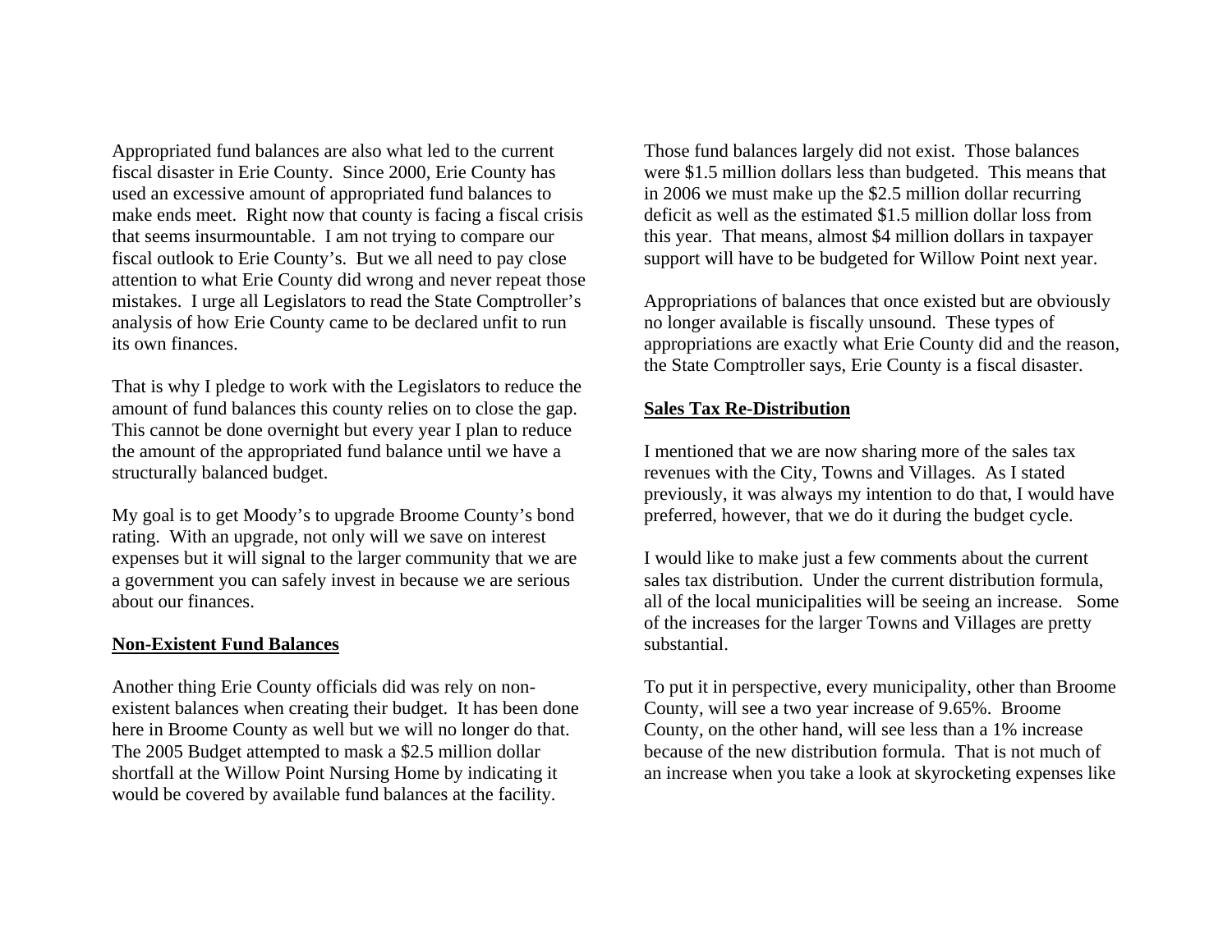Appropriated fund balances are also what led to the current fiscal disaster in Erie County. Since 2000, Erie County has used an excessive amount of appropriated fund balances to make ends meet. Right now that county is facing a fiscal crisis that seems insurmountable. I am not trying to compare our fiscal outlook to Erie County's. But we all need to pay close attention to what Erie County did wrong and never repeat those mistakes. I urge all Legislators to read the State Comptroller's analysis of how Erie County came to be declared unfit to run its own finances.

That is why I pledge to work with the Legislators to reduce the amount of fund balances this county relies on to close the gap. This cannot be done overnight but every year I plan to reduce the amount of the appropriated fund balance until we have a structurally balanced budget.

My goal is to get Moody's to upgrade Broome County's bond rating. With an upgrade, not only will we save on interest expenses but it will signal to the larger community that we are a government you can safely invest in because we are serious about our finances.

**Non-Existent Fund Balances**

Another thing Erie County officials did was rely on non-existent balances when creating their budget. It has been done here in Broome County as well but we will no longer do that. The 2005 Budget attempted to mask a $2.5 million dollar shortfall at the Willow Point Nursing Home by indicating it would be covered by available fund balances at the facility. Those fund balances largely did not exist. Those balances were $1.5 million dollars less than budgeted. This means that in 2006 we must make up the $2.5 million dollar recurring deficit as well as the estimated $1.5 million dollar loss from this year. That means, almost $4 million dollars in taxpayer support will have to be budgeted for Willow Point next year.

Appropriations of balances that once existed but are obviously no longer available is fiscally unsound. These types of appropriations are exactly what Erie County did and the reason, the State Comptroller says, Erie County is a fiscal disaster.

**Sales Tax Re-Distribution**

I mentioned that we are now sharing more of the sales tax revenues with the City, Towns and Villages. As I stated previously, it was always my intention to do that, I would have preferred, however, that we do it during the budget cycle.

I would like to make just a few comments about the current sales tax distribution. Under the current distribution formula, all of the local municipalities will be seeing an increase. Some of the increases for the larger Towns and Villages are pretty substantial.

To put it in perspective, every municipality, other than Broome County, will see a two year increase of 9.65%. Broome County, on the other hand, will see less than a 1% increase because of the new distribution formula. That is not much of an increase when you take a look at skyrocketing expenses like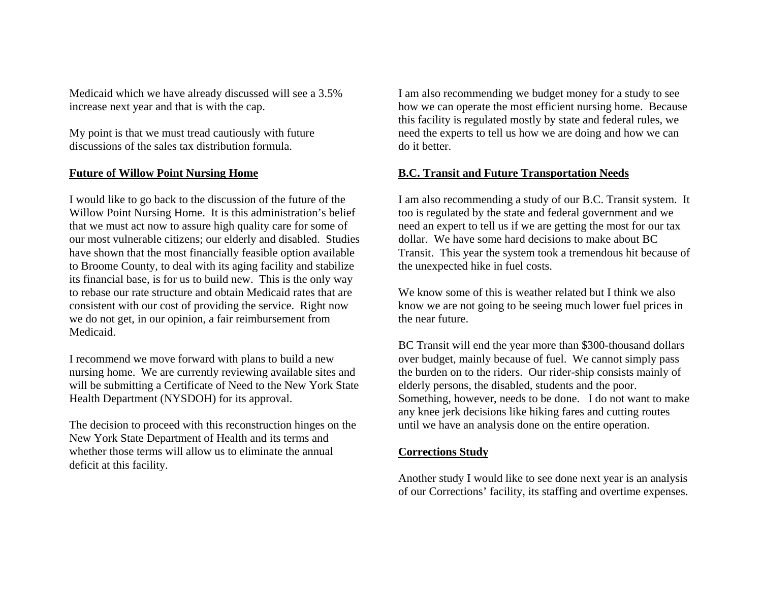Medicaid which we have already discussed will see a 3.5% increase next year and that is with the cap.

My point is that we must tread cautiously with future discussions of the sales tax distribution formula.

## Future of Willow Point Nursing Home

I would like to go back to the discussion of the future of the Willow Point Nursing Home. It is this administration's belief that we must act now to assure high quality care for some of our most vulnerable citizens; our elderly and disabled. Studies have shown that the most financially feasible option available to Broome County, to deal with its aging facility and stabilize its financial base, is for us to build new. This is the only way to rebase our rate structure and obtain Medicaid rates that are consistent with our cost of providing the service. Right now we do not get, in our opinion, a fair reimbursement from Medicaid.

I recommend we move forward with plans to build a new nursing home. We are currently reviewing available sites and will be submitting a Certificate of Need to the New York State Health Department (NYSDOH) for its approval.

The decision to proceed with this reconstruction hinges on the New York State Department of Health and its terms and whether those terms will allow us to eliminate the annual deficit at this facility.

I am also recommending we budget money for a study to see how we can operate the most efficient nursing home. Because this facility is regulated mostly by state and federal rules, we need the experts to tell us how we are doing and how we can do it better.

## B.C. Transit and Future Transportation Needs

I am also recommending a study of our B.C. Transit system. It too is regulated by the state and federal government and we need an expert to tell us if we are getting the most for our tax dollar. We have some hard decisions to make about BC Transit. This year the system took a tremendous hit because of the unexpected hike in fuel costs.

We know some of this is weather related but I think we also know we are not going to be seeing much lower fuel prices in the near future.

BC Transit will end the year more than $300-thousand dollars over budget, mainly because of fuel. We cannot simply pass the burden on to the riders. Our rider-ship consists mainly of elderly persons, the disabled, students and the poor. Something, however, needs to be done. I do not want to make any knee jerk decisions like hiking fares and cutting routes until we have an analysis done on the entire operation.

## Corrections Study

Another study I would like to see done next year is an analysis of our Corrections' facility, its staffing and overtime expenses.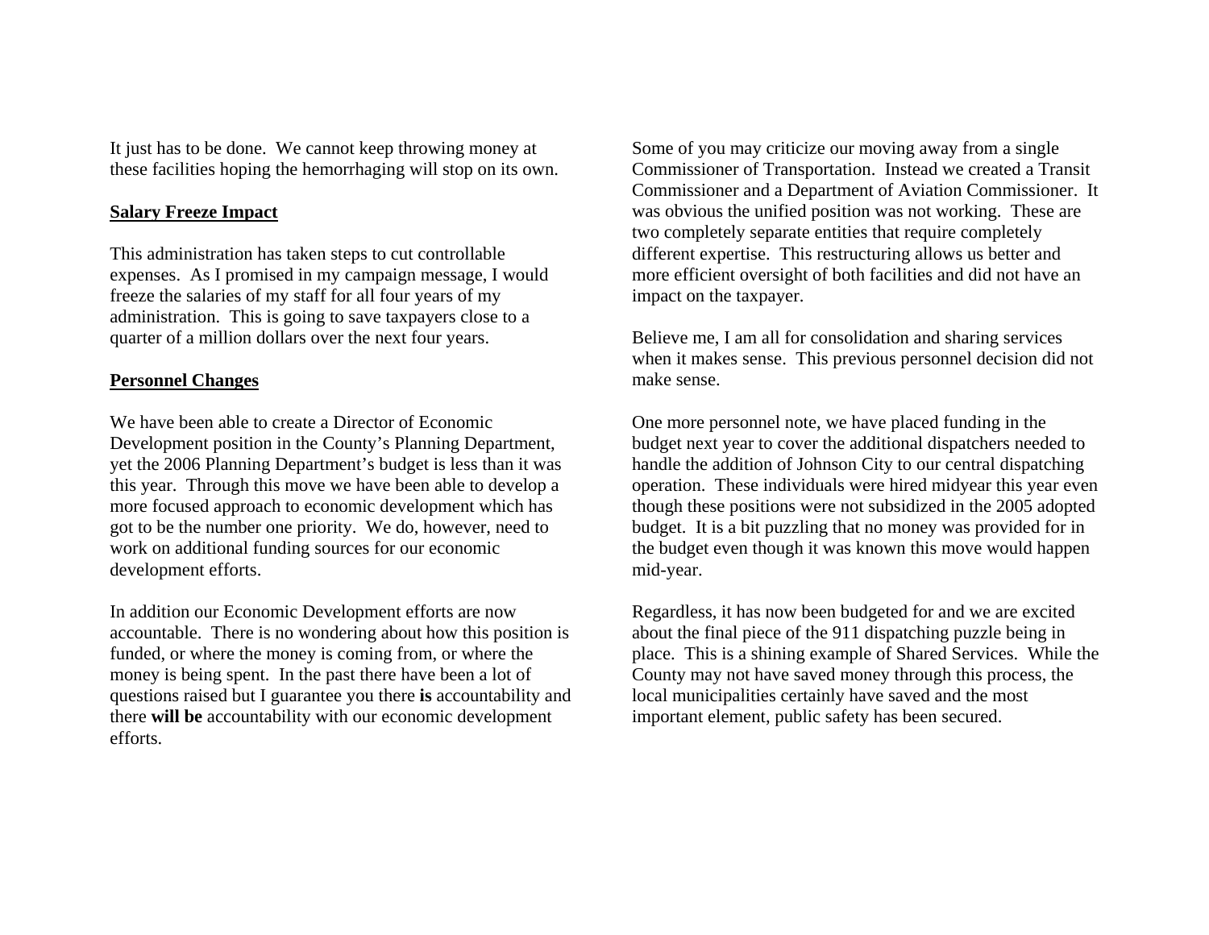It just has to be done. We cannot keep throwing money at these facilities hoping the hemorrhaging will stop on its own.

**Salary Freeze Impact**

This administration has taken steps to cut controllable expenses. As I promised in my campaign message, I would freeze the salaries of my staff for all four years of my administration. This is going to save taxpayers close to a quarter of a million dollars over the next four years.

**Personnel Changes**

We have been able to create a Director of Economic Development position in the County's Planning Department, yet the 2006 Planning Department's budget is less than it was this year. Through this move we have been able to develop a more focused approach to economic development which has got to be the number one priority. We do, however, need to work on additional funding sources for our economic development efforts.

In addition our Economic Development efforts are now accountable. There is no wondering about how this position is funded, or where the money is coming from, or where the money is being spent. In the past there have been a lot of questions raised but I guarantee you there **is** accountability and there **will be** accountability with our economic development efforts.

Some of you may criticize our moving away from a single Commissioner of Transportation. Instead we created a Transit Commissioner and a Department of Aviation Commissioner. It was obvious the unified position was not working. These are two completely separate entities that require completely different expertise. This restructuring allows us better and more efficient oversight of both facilities and did not have an impact on the taxpayer.

Believe me, I am all for consolidation and sharing services when it makes sense. This previous personnel decision did not make sense.

One more personnel note, we have placed funding in the budget next year to cover the additional dispatchers needed to handle the addition of Johnson City to our central dispatching operation. These individuals were hired midyear this year even though these positions were not subsidized in the 2005 adopted budget. It is a bit puzzling that no money was provided for in the budget even though it was known this move would happen mid-year.

Regardless, it has now been budgeted for and we are excited about the final piece of the 911 dispatching puzzle being in place. This is a shining example of Shared Services. While the County may not have saved money through this process, the local municipalities certainly have saved and the most important element, public safety has been secured.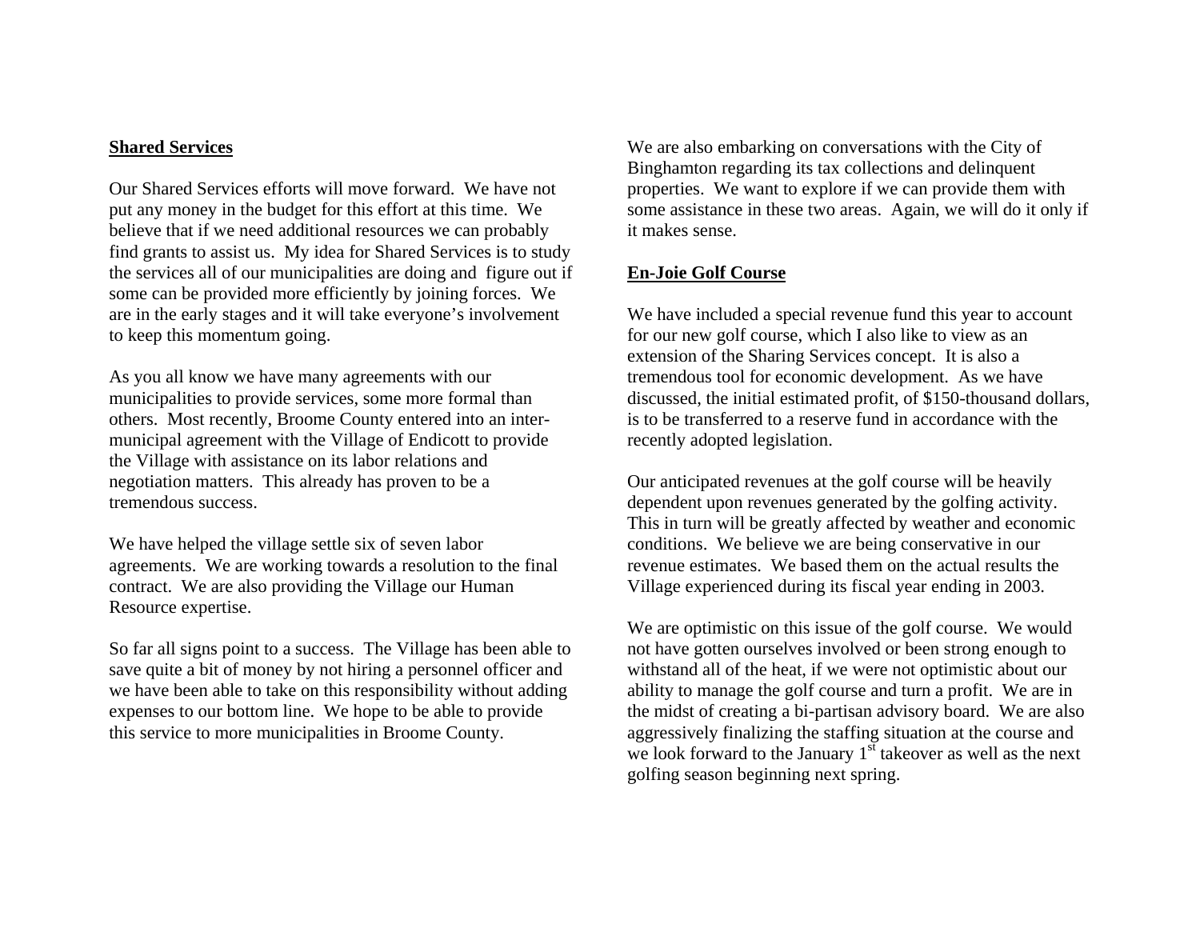## **Shared Services**

Our Shared Services efforts will move forward. We have not put any money in the budget for this effort at this time. We believe that if we need additional resources we can probably find grants to assist us. My idea for Shared Services is to study the services all of our municipalities are doing and figure out if some can be provided more efficiently by joining forces. We are in the early stages and it will take everyone's involvement to keep this momentum going.

As you all know we have many agreements with our municipalities to provide services, some more formal than others. Most recently, Broome County entered into an inter-municipal agreement with the Village of Endicott to provide the Village with assistance on its labor relations and negotiation matters. This already has proven to be a tremendous success.

We have helped the village settle six of seven labor agreements. We are working towards a resolution to the final contract. We are also providing the Village our Human Resource expertise.

So far all signs point to a success. The Village has been able to save quite a bit of money by not hiring a personnel officer and we have been able to take on this responsibility without adding expenses to our bottom line. We hope to be able to provide this service to more municipalities in Broome County.

We are also embarking on conversations with the City of Binghamton regarding its tax collections and delinquent properties. We want to explore if we can provide them with some assistance in these two areas. Again, we will do it only if it makes sense.

## **En-Joie Golf Course**

We have included a special revenue fund this year to account for our new golf course, which I also like to view as an extension of the Sharing Services concept. It is also a tremendous tool for economic development. As we have discussed, the initial estimated profit, of $150-thousand dollars, is to be transferred to a reserve fund in accordance with the recently adopted legislation.

Our anticipated revenues at the golf course will be heavily dependent upon revenues generated by the golfing activity. This in turn will be greatly affected by weather and economic conditions. We believe we are being conservative in our revenue estimates. We based them on the actual results the Village experienced during its fiscal year ending in 2003.

We are optimistic on this issue of the golf course. We would not have gotten ourselves involved or been strong enough to withstand all of the heat, if we were not optimistic about our ability to manage the golf course and turn a profit. We are in the midst of creating a bi-partisan advisory board. We are also aggressively finalizing the staffing situation at the course and we look forward to the January 1st takeover as well as the next golfing season beginning next spring.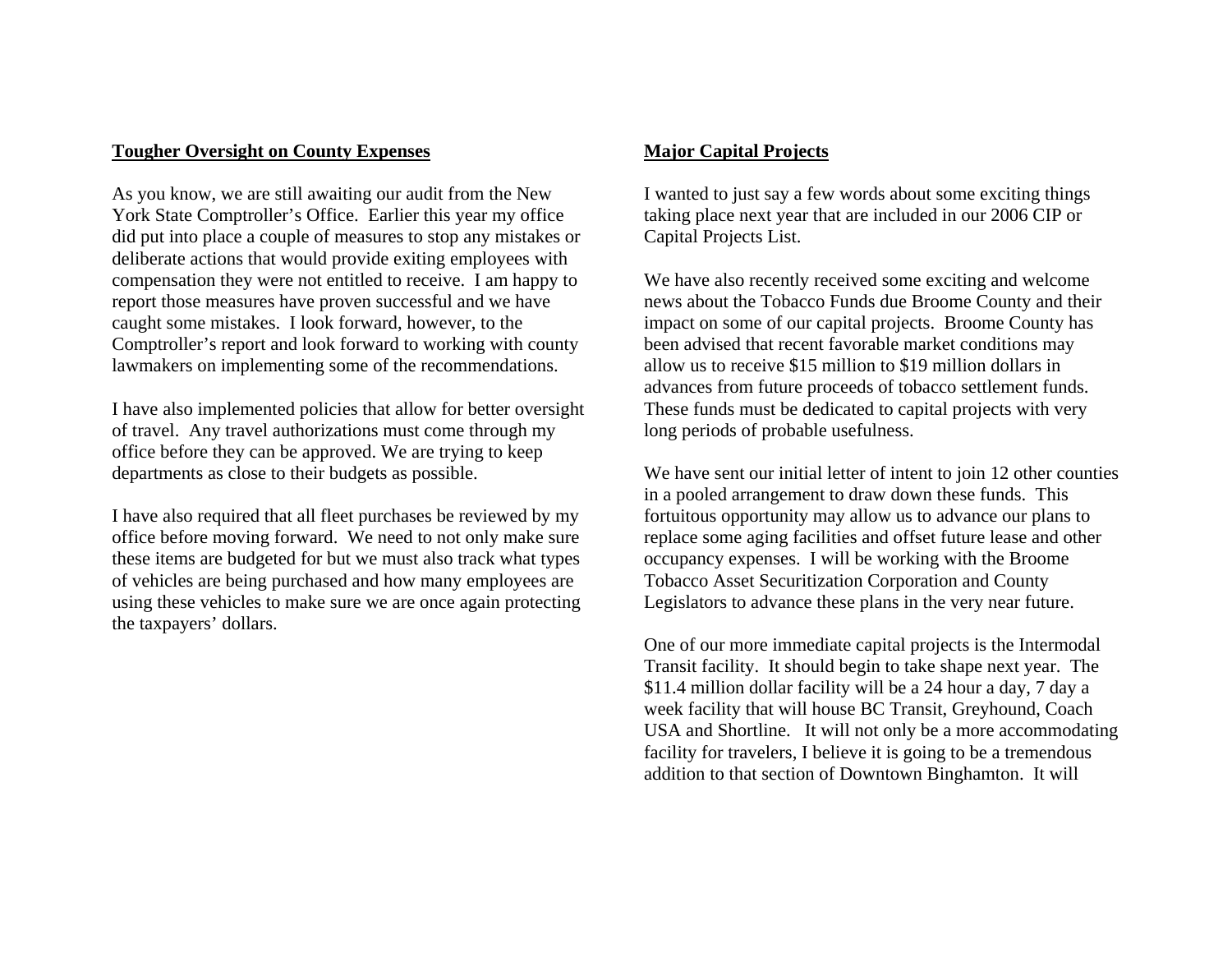**Tougher Oversight on County Expenses**

As you know, we are still awaiting our audit from the New York State Comptroller's Office. Earlier this year my office did put into place a couple of measures to stop any mistakes or deliberate actions that would provide exiting employees with compensation they were not entitled to receive. I am happy to report those measures have proven successful and we have caught some mistakes. I look forward, however, to the Comptroller's report and look forward to working with county lawmakers on implementing some of the recommendations.

I have also implemented policies that allow for better oversight of travel. Any travel authorizations must come through my office before they can be approved. We are trying to keep departments as close to their budgets as possible.

I have also required that all fleet purchases be reviewed by my office before moving forward. We need to not only make sure these items are budgeted for but we must also track what types of vehicles are being purchased and how many employees are using these vehicles to make sure we are once again protecting the taxpayers' dollars.

**Major Capital Projects**

I wanted to just say a few words about some exciting things taking place next year that are included in our 2006 CIP or Capital Projects List.

We have also recently received some exciting and welcome news about the Tobacco Funds due Broome County and their impact on some of our capital projects. Broome County has been advised that recent favorable market conditions may allow us to receive $15 million to $19 million dollars in advances from future proceeds of tobacco settlement funds. These funds must be dedicated to capital projects with very long periods of probable usefulness.

We have sent our initial letter of intent to join 12 other counties in a pooled arrangement to draw down these funds. This fortuitous opportunity may allow us to advance our plans to replace some aging facilities and offset future lease and other occupancy expenses. I will be working with the Broome Tobacco Asset Securitization Corporation and County Legislators to advance these plans in the very near future.

One of our more immediate capital projects is the Intermodal Transit facility. It should begin to take shape next year. The $11.4 million dollar facility will be a 24 hour a day, 7 day a week facility that will house BC Transit, Greyhound, Coach USA and Shortline. It will not only be a more accommodating facility for travelers, I believe it is going to be a tremendous addition to that section of Downtown Binghamton. It will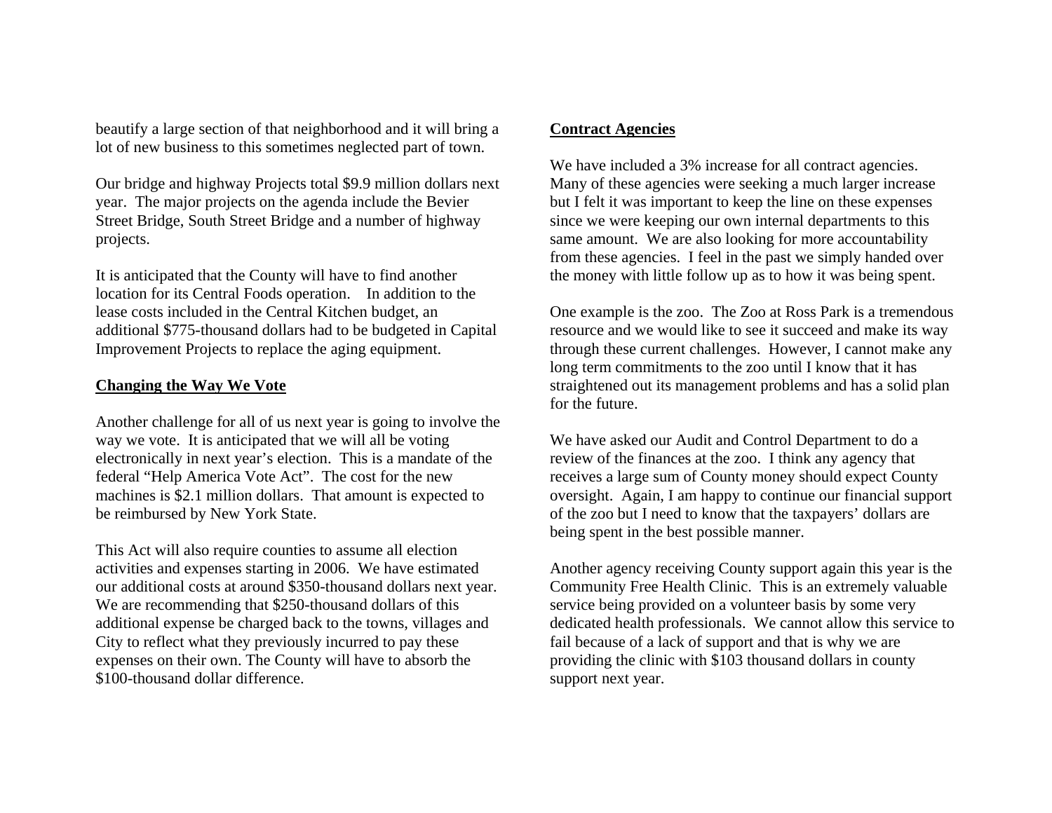beautify a large section of that neighborhood and it will bring a lot of new business to this sometimes neglected part of town.

Our bridge and highway Projects total $9.9 million dollars next year. The major projects on the agenda include the Bevier Street Bridge, South Street Bridge and a number of highway projects.

It is anticipated that the County will have to find another location for its Central Foods operation. In addition to the lease costs included in the Central Kitchen budget, an additional $775-thousand dollars had to be budgeted in Capital Improvement Projects to replace the aging equipment.

## Changing the Way We Vote

Another challenge for all of us next year is going to involve the way we vote. It is anticipated that we will all be voting electronically in next year's election. This is a mandate of the federal "Help America Vote Act". The cost for the new machines is $2.1 million dollars. That amount is expected to be reimbursed by New York State.

This Act will also require counties to assume all election activities and expenses starting in 2006. We have estimated our additional costs at around $350-thousand dollars next year. We are recommending that $250-thousand dollars of this additional expense be charged back to the towns, villages and City to reflect what they previously incurred to pay these expenses on their own. The County will have to absorb the $100-thousand dollar difference.

## Contract Agencies

We have included a 3% increase for all contract agencies. Many of these agencies were seeking a much larger increase but I felt it was important to keep the line on these expenses since we were keeping our own internal departments to this same amount. We are also looking for more accountability from these agencies. I feel in the past we simply handed over the money with little follow up as to how it was being spent.

One example is the zoo. The Zoo at Ross Park is a tremendous resource and we would like to see it succeed and make its way through these current challenges. However, I cannot make any long term commitments to the zoo until I know that it has straightened out its management problems and has a solid plan for the future.

We have asked our Audit and Control Department to do a review of the finances at the zoo. I think any agency that receives a large sum of County money should expect County oversight. Again, I am happy to continue our financial support of the zoo but I need to know that the taxpayers' dollars are being spent in the best possible manner.

Another agency receiving County support again this year is the Community Free Health Clinic. This is an extremely valuable service being provided on a volunteer basis by some very dedicated health professionals. We cannot allow this service to fail because of a lack of support and that is why we are providing the clinic with $103 thousand dollars in county support next year.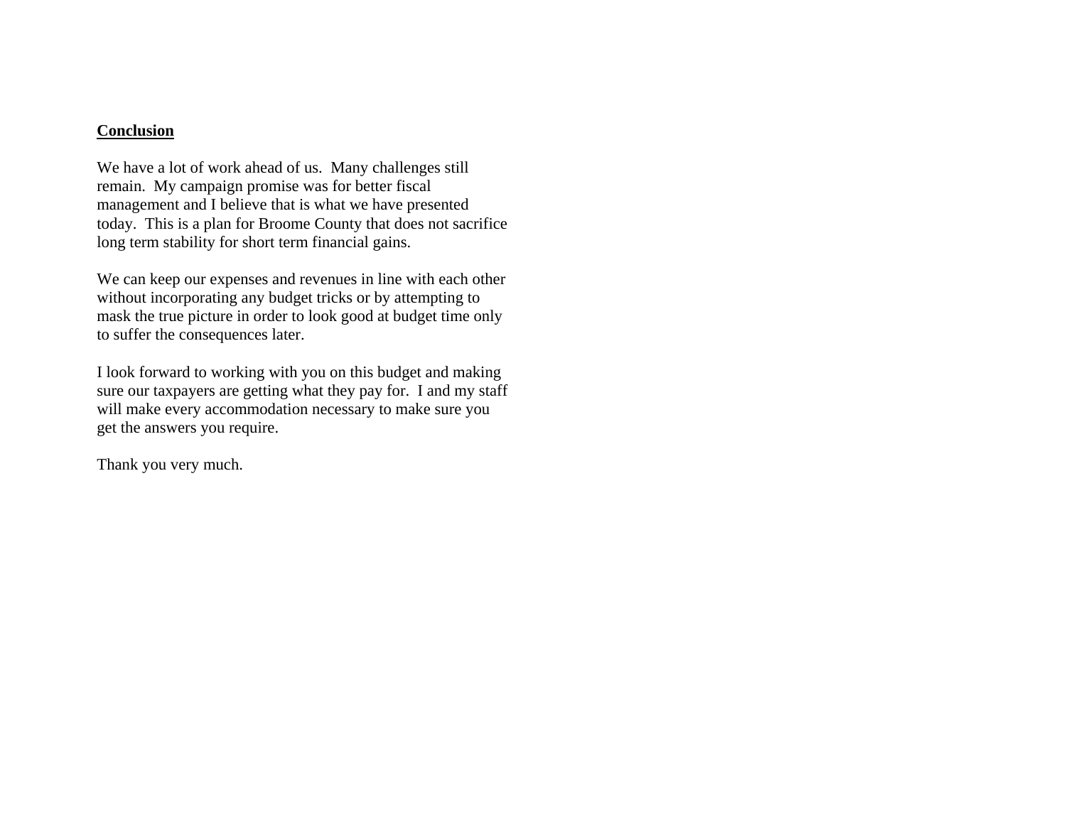**Conclusion**

We have a lot of work ahead of us. Many challenges still remain. My campaign promise was for better fiscal management and I believe that is what we have presented today. This is a plan for Broome County that does not sacrifice long term stability for short term financial gains.

We can keep our expenses and revenues in line with each other without incorporating any budget tricks or by attempting to mask the true picture in order to look good at budget time only to suffer the consequences later.

I look forward to working with you on this budget and making sure our taxpayers are getting what they pay for. I and my staff will make every accommodation necessary to make sure you get the answers you require.

Thank you very much.